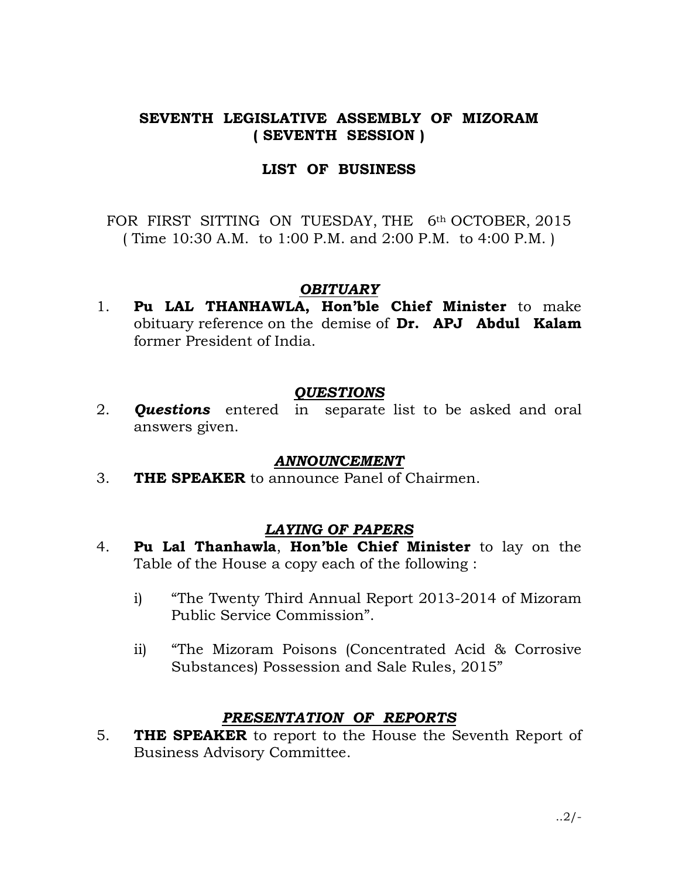## SEVENTH LEGISLATIVE ASSEMBLY OF MIZORAM
## ( SEVENTH SESSION )

## LIST OF BUSINESS

FOR FIRST SITTING ON TUESDAY, THE 6th OCTOBER, 2015
( Time 10:30 A.M. to 1:00 P.M. and 2:00 P.M. to 4:00 P.M. )

***OBITUARY***

1. **Pu LAL THANHAWLA, Hon'ble Chief Minister** to make obituary reference on the demise of **Dr. APJ Abdul Kalam** former President of India.

***QUESTIONS***

2. ***Questions*** entered in separate list to be asked and oral answers given.

***ANNOUNCEMENT***

3. **THE SPEAKER** to announce Panel of Chairmen.

***LAYING OF PAPERS***

4. **Pu Lal Thanhawla**, **Hon'ble Chief Minister** to lay on the Table of the House a copy each of the following :

   i) "The Twenty Third Annual Report 2013-2014 of Mizoram Public Service Commission".

   ii) "The Mizoram Poisons (Concentrated Acid & Corrosive Substances) Possession and Sale Rules, 2015"

***PRESENTATION OF REPORTS***

5. **THE SPEAKER** to report to the House the Seventh Report of Business Advisory Committee.

..2/-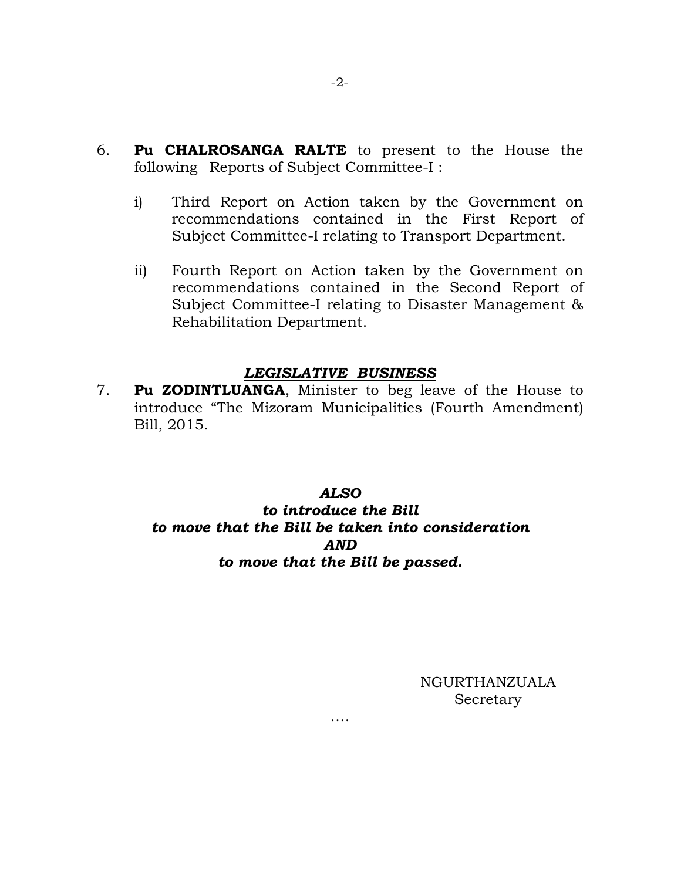6. **Pu CHALROSANGA RALTE** to present to the House the following Reports of Subject Committee-I :

   i) Third Report on Action taken by the Government on recommendations contained in the First Report of Subject Committee-I relating to Transport Department.

   ii) Fourth Report on Action taken by the Government on recommendations contained in the Second Report of Subject Committee-I relating to Disaster Management & Rehabilitation Department.

***<u>LEGISLATIVE BUSINESS</u>***

7. **Pu ZODINTLUANGA**, Minister to beg leave of the House to introduce "The Mizoram Municipalities (Fourth Amendment) Bill, 2015.

***ALSO***
***to introduce the Bill***
***to move that the Bill be taken into consideration***
***AND***
***to move that the Bill be passed.***

NGURTHANZUALA
Secretary

….